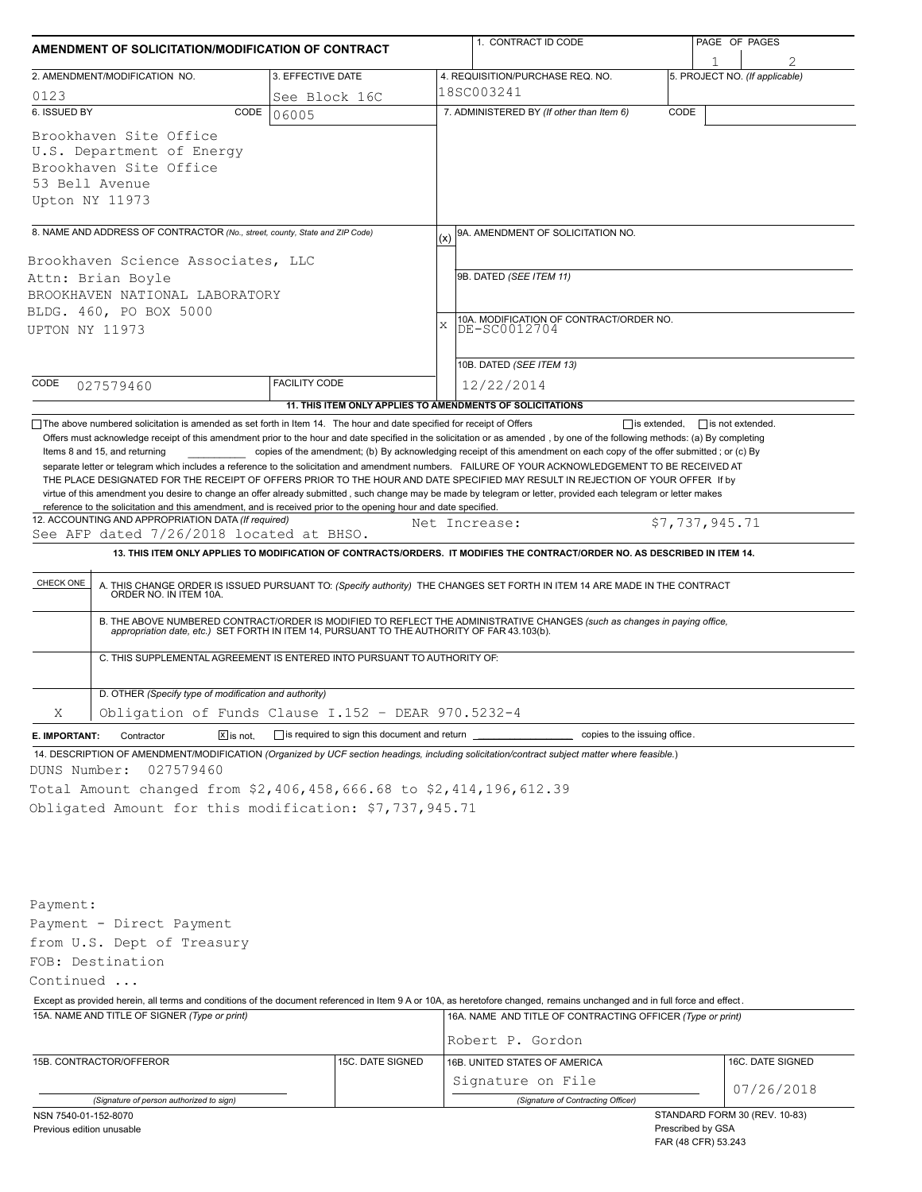# AMENDMENT OF SOLICITATION/MODIFICATION OF CONTRACT

| 1. CONTRACT ID CODE | PAGE OF PAGES |
|---|---|
| | 1 of 2 |

| 2. AMENDMENT/MODIFICATION NO. | 3. EFFECTIVE DATE | 4. REQUISITION/PURCHASE REQ. NO. | 5. PROJECT NO. (If applicable) |
|---|---|---|---|
| 0123 | See Block 16C | 18SC003241 | |

**6. ISSUED BY** CODE 06005

Brookhaven Site Office
U.S. Department of Energy
Brookhaven Site Office
53 Bell Avenue
Upton NY 11973

**7. ADMINISTERED BY** *(If other than Item 6)* CODE

**8. NAME AND ADDRESS OF CONTRACTOR** *(No., street, county, State and ZIP Code)*

Brookhaven Science Associates, LLC
Attn: Brian Boyle
BROOKHAVEN NATIONAL LABORATORY
BLDG. 460, PO BOX 5000
UPTON NY 11973

CODE 027579460 FACILITY CODE

(x) 9A. AMENDMENT OF SOLICITATION NO.

9B. DATED *(SEE ITEM 11)*

X 10A. MODIFICATION OF CONTRACT/ORDER NO.
DE-SC0012704

10B. DATED *(SEE ITEM 13)*
12/22/2014

**11. THIS ITEM ONLY APPLIES TO AMENDMENTS OF SOLICITATIONS**

☐ The above numbered solicitation is amended as set forth in Item 14. The hour and date specified for receipt of Offers ☐ is extended, ☐ is not extended.
Offers must acknowledge receipt of this amendment prior to the hour and date specified in the solicitation or as amended , by one of the following methods: (a) By completing Items 8 and 15, and returning \_\_\_\_\_\_\_\_ copies of the amendment; (b) By acknowledging receipt of this amendment on each copy of the offer submitted ; or (c) By separate letter or telegram which includes a reference to the solicitation and amendment numbers. FAILURE OF YOUR ACKNOWLEDGEMENT TO BE RECEIVED AT THE PLACE DESIGNATED FOR THE RECEIPT OF OFFERS PRIOR TO THE HOUR AND DATE SPECIFIED MAY RESULT IN REJECTION OF YOUR OFFER If by virtue of this amendment you desire to change an offer already submitted , such change may be made by telegram or letter, provided each telegram or letter makes reference to the solicitation and this amendment, and is received prior to the opening hour and date specified.

**12. ACCOUNTING AND APPROPRIATION DATA** *(If required)*
See AFP dated 7/26/2018 located at BHSO. Net Increase: $7,737,945.71

**13. THIS ITEM ONLY APPLIES TO MODIFICATION OF CONTRACTS/ORDERS. IT MODIFIES THE CONTRACT/ORDER NO. AS DESCRIBED IN ITEM 14.**

| CHECK ONE | |
|---|---|
| | A. THIS CHANGE ORDER IS ISSUED PURSUANT TO: *(Specify authority)* THE CHANGES SET FORTH IN ITEM 14 ARE MADE IN THE CONTRACT ORDER NO. IN ITEM 10A. |
| | B. THE ABOVE NUMBERED CONTRACT/ORDER IS MODIFIED TO REFLECT THE ADMINISTRATIVE CHANGES *(such as changes in paying office, appropriation date, etc.)* SET FORTH IN ITEM 14, PURSUANT TO THE AUTHORITY OF FAR 43.103(b). |
| | C. THIS SUPPLEMENTAL AGREEMENT IS ENTERED INTO PURSUANT TO AUTHORITY OF: |
| X | D. OTHER *(Specify type of modification and authority)* Obligation of Funds Clause I.152 - DEAR 970.5232-4 |

**E. IMPORTANT:** Contractor ☒ is not, ☐ is required to sign this document and return \_\_\_\_\_\_\_\_ copies to the issuing office.

**14. DESCRIPTION OF AMENDMENT/MODIFICATION** *(Organized by UCF section headings, including solicitation/contract subject matter where feasible.)*

DUNS Number: 027579460
Total Amount changed from $2,406,458,666.68 to $2,414,196,612.39
Obligated Amount for this modification: $7,737,945.71

Payment:
Payment - Direct Payment
from U.S. Dept of Treasury
FOB: Destination
Continued ...

Except as provided herein, all terms and conditions of the document referenced in Item 9 A or 10A, as heretofore changed, remains unchanged and in full force and effect.

| 15A. NAME AND TITLE OF SIGNER (Type or print) | | 16A. NAME AND TITLE OF CONTRACTING OFFICER (Type or print) | |
|---|---|---|---|
| | | Robert P. Gordon | |
| 15B. CONTRACTOR/OFFEROR | 15C. DATE SIGNED | 16B. UNITED STATES OF AMERICA | 16C. DATE SIGNED |
| (Signature of person authorized to sign) | | Signature on File (Signature of Contracting Officer) | 07/26/2018 |

NSN 7540-01-152-8070
Previous edition unusable

STANDARD FORM 30 (REV. 10-83)
Prescribed by GSA
FAR (48 CFR) 53.243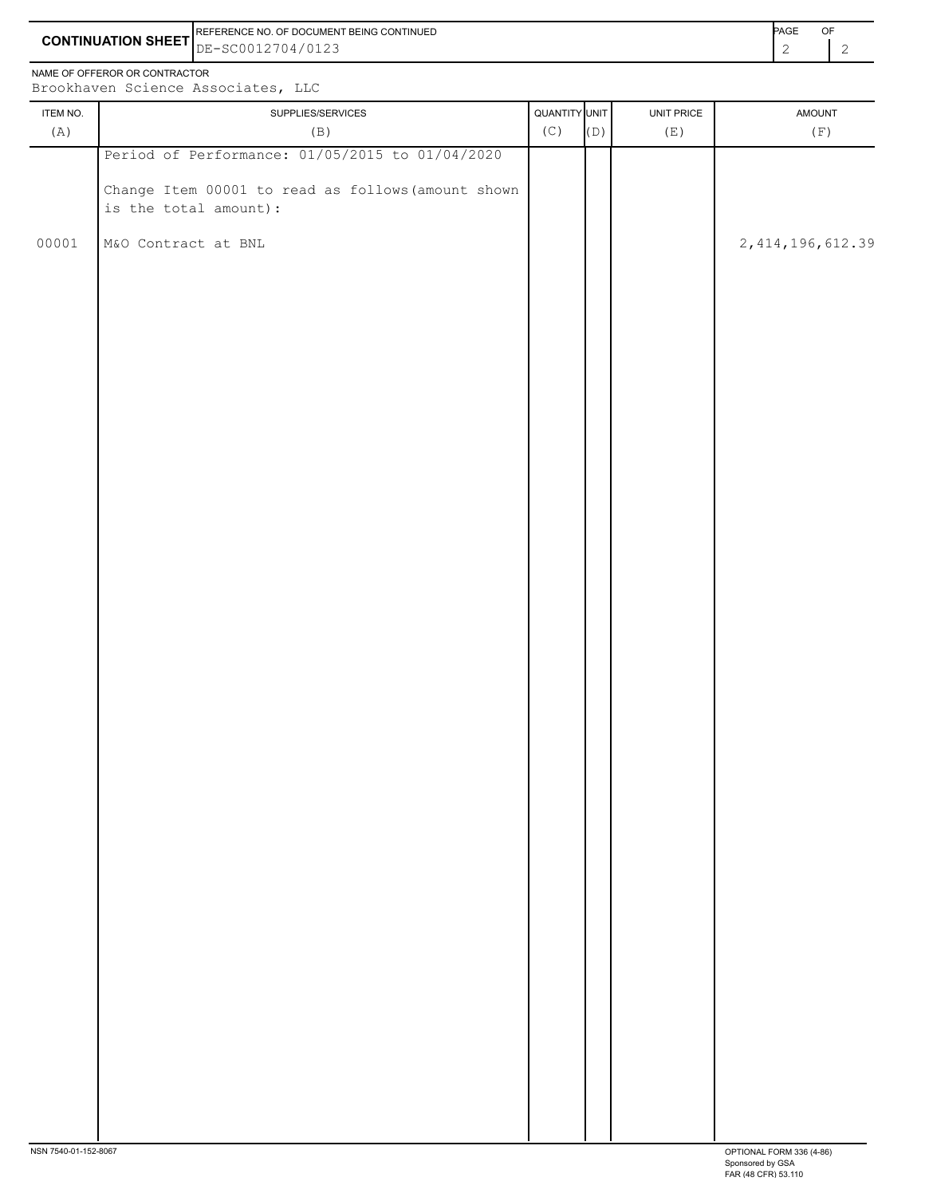**CONTINUATION SHEET**

REFERENCE NO. OF DOCUMENT BEING CONTINUED
DE-SC0012704/0123

NAME OF OFFEROR OR CONTRACTOR
Brookhaven Science Associates, LLC

| ITEM NO. (A) | SUPPLIES/SERVICES (B) | QUANTITY (C) | UNIT (D) | UNIT PRICE (E) | AMOUNT (F) |
|---|---|---|---|---|---|
| | Period of Performance: 01/05/2015 to 01/04/2020 | | | | |
| | Change Item 00001 to read as follows(amount shown is the total amount): | | | | |
| 00001 | M&O Contract at BNL | | | | 2,414,196,612.39 |

NSN 7540-01-152-8067

OPTIONAL FORM 336 (4-86)
Sponsored by GSA
FAR (48 CFR) 53.110